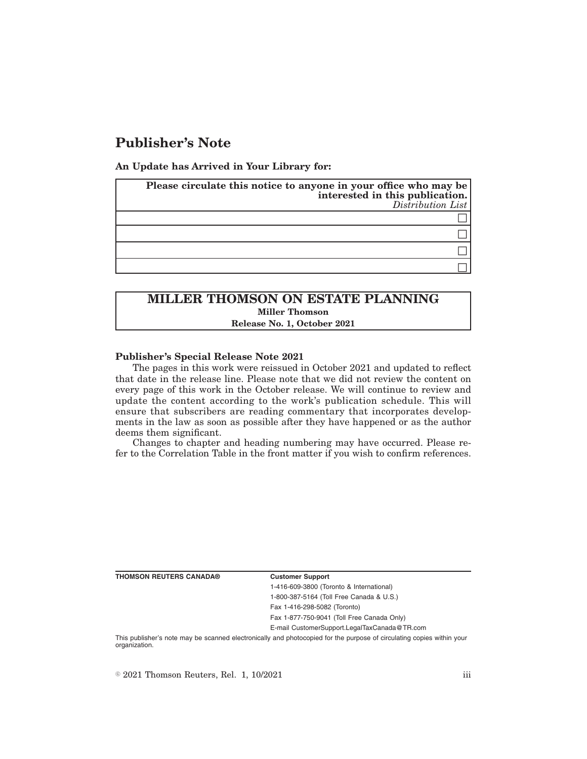# Publisher's Note

**An Update has Arrived in Your Library for:**

| **Please circulate this notice to anyone in your office who may be interested in this publication.** *Distribution List* |
|---|
| ☐ |
| ☐ |
| ☐ |
| ☐ |

## MILLER THOMSON ON ESTATE PLANNING

**Miller Thomson**

**Release No. 1, October 2021**

**Publisher's Special Release Note 2021**

The pages in this work were reissued in October 2021 and updated to reflect that date in the release line. Please note that we did not review the content on every page of this work in the October release. We will continue to review and update the content according to the work's publication schedule. This will ensure that subscribers are reading commentary that incorporates developments in the law as soon as possible after they have happened or as the author deems them significant.

Changes to chapter and heading numbering may have occurred. Please refer to the Correlation Table in the front matter if you wish to confirm references.

**THOMSON REUTERS CANADA®**

**Customer Support**

1-416-609-3800 (Toronto & International)

1-800-387-5164 (Toll Free Canada & U.S.)

Fax 1-416-298-5082 (Toronto)

Fax 1-877-750-9041 (Toll Free Canada Only)

E-mail CustomerSupport.LegalTaxCanada@TR.com

This publisher's note may be scanned electronically and photocopied for the purpose of circulating copies within your organization.

© 2021 Thomson Reuters, Rel. 1, 10/2021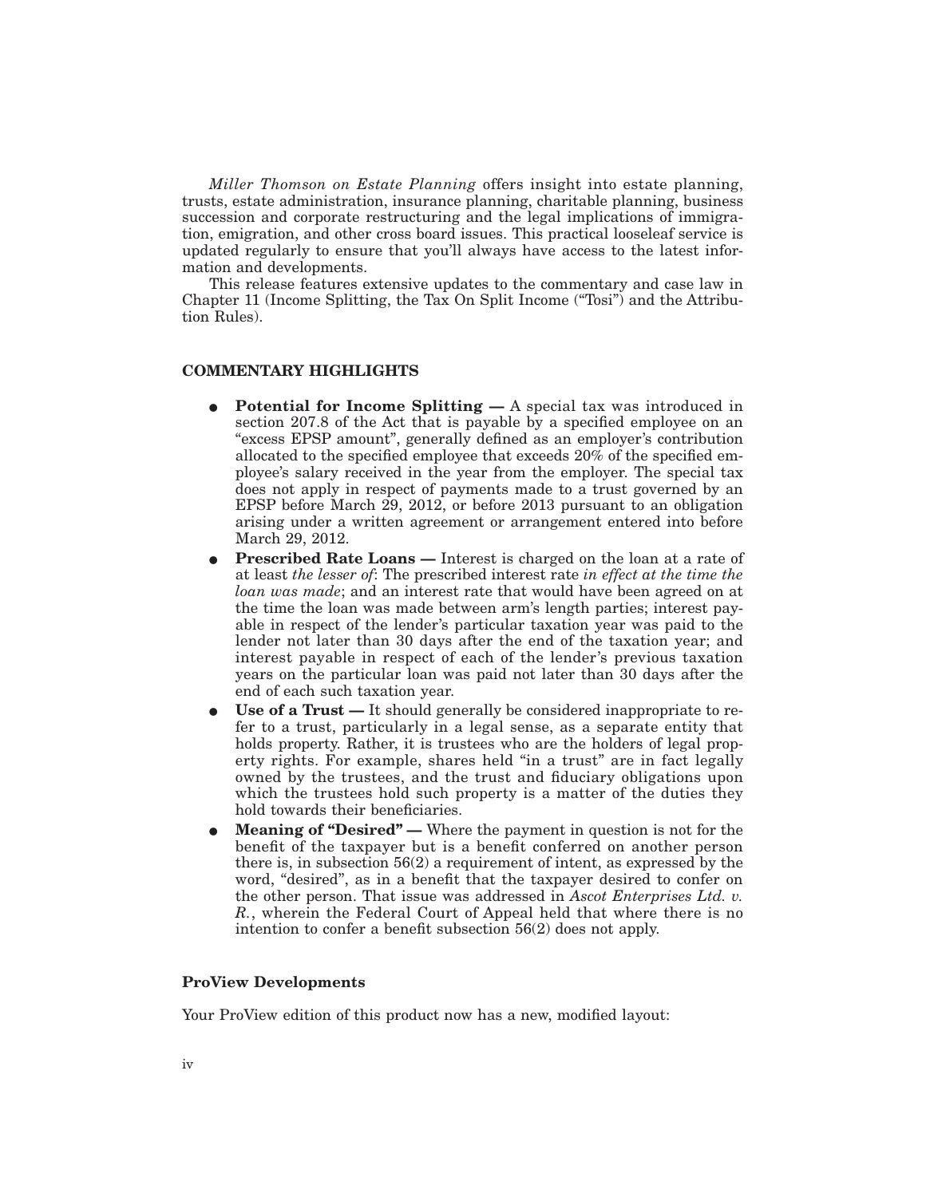*Miller Thomson on Estate Planning* offers insight into estate planning, trusts, estate administration, insurance planning, charitable planning, business succession and corporate restructuring and the legal implications of immigration, emigration, and other cross board issues. This practical looseleaf service is updated regularly to ensure that you'll always have access to the latest information and developments.

This release features extensive updates to the commentary and case law in Chapter 11 (Income Splitting, the Tax On Split Income ("Tosi") and the Attribution Rules).

### COMMENTARY HIGHLIGHTS

- **Potential for Income Splitting —** A special tax was introduced in section 207.8 of the Act that is payable by a specified employee on an "excess EPSP amount", generally defined as an employer's contribution allocated to the specified employee that exceeds 20% of the specified employee's salary received in the year from the employer. The special tax does not apply in respect of payments made to a trust governed by an EPSP before March 29, 2012, or before 2013 pursuant to an obligation arising under a written agreement or arrangement entered into before March 29, 2012.
- **Prescribed Rate Loans —** Interest is charged on the loan at a rate of at least *the lesser of*: The prescribed interest rate *in effect at the time the loan was made*; and an interest rate that would have been agreed on at the time the loan was made between arm's length parties; interest payable in respect of the lender's particular taxation year was paid to the lender not later than 30 days after the end of the taxation year; and interest payable in respect of each of the lender's previous taxation years on the particular loan was paid not later than 30 days after the end of each such taxation year.
- **Use of a Trust —** It should generally be considered inappropriate to refer to a trust, particularly in a legal sense, as a separate entity that holds property. Rather, it is trustees who are the holders of legal property rights. For example, shares held "in a trust" are in fact legally owned by the trustees, and the trust and fiduciary obligations upon which the trustees hold such property is a matter of the duties they hold towards their beneficiaries.
- **Meaning of "Desired" —** Where the payment in question is not for the benefit of the taxpayer but is a benefit conferred on another person there is, in subsection 56(2) a requirement of intent, as expressed by the word, "desired", as in a benefit that the taxpayer desired to confer on the other person. That issue was addressed in *Ascot Enterprises Ltd. v. R.*, wherein the Federal Court of Appeal held that where there is no intention to confer a benefit subsection 56(2) does not apply.

### ProView Developments

Your ProView edition of this product now has a new, modified layout: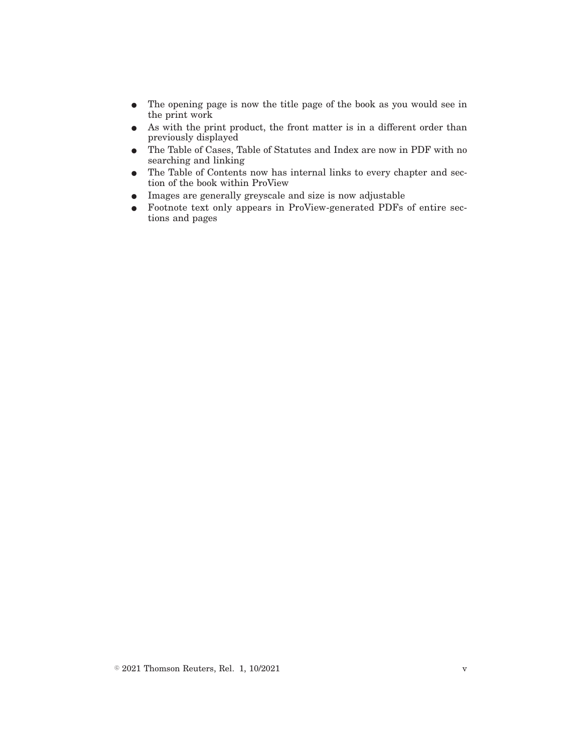- The opening page is now the title page of the book as you would see in the print work
- As with the print product, the front matter is in a different order than previously displayed
- The Table of Cases, Table of Statutes and Index are now in PDF with no searching and linking
- The Table of Contents now has internal links to every chapter and section of the book within ProView
- Images are generally greyscale and size is now adjustable
- Footnote text only appears in ProView-generated PDFs of entire sections and pages